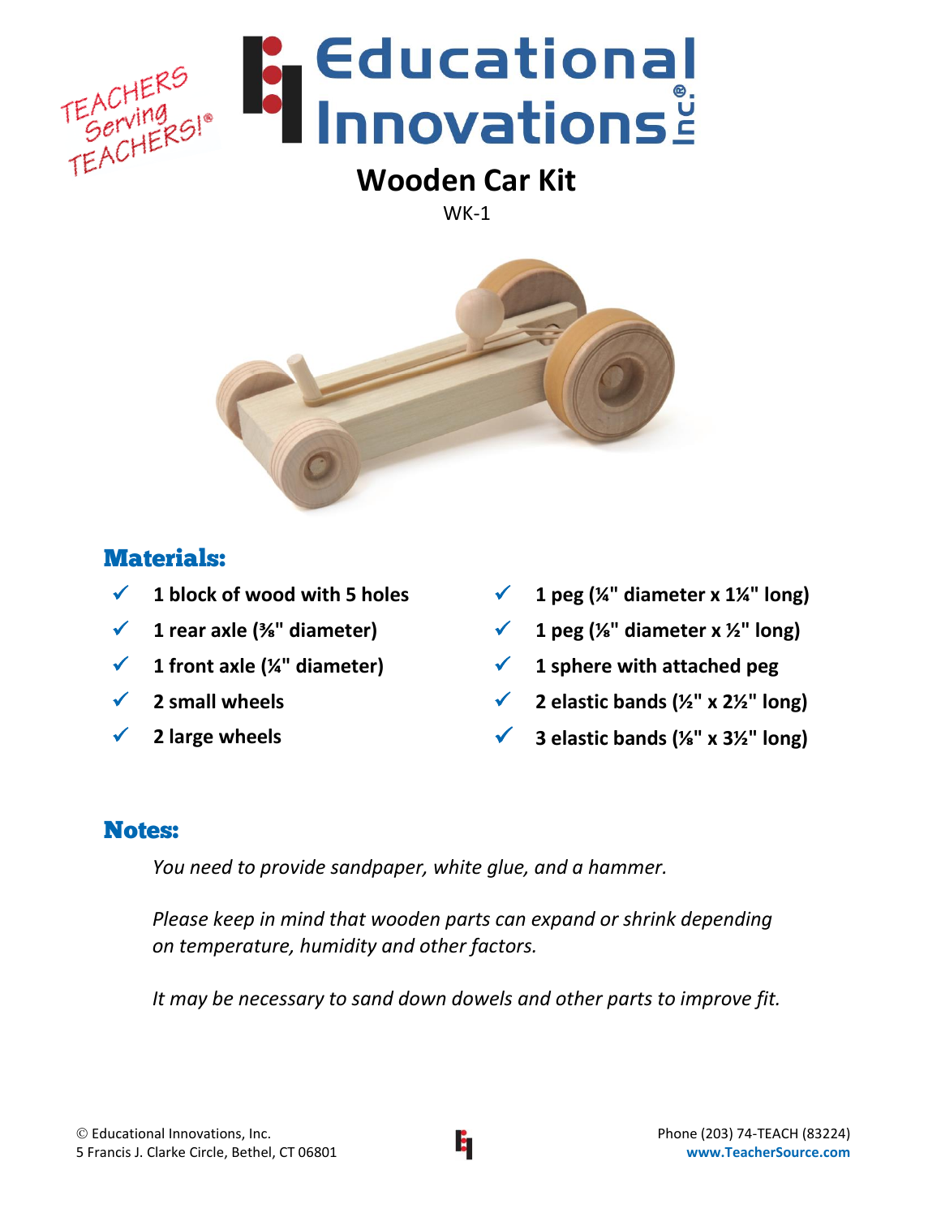TEACHERS Serving TEACHERS!®

# Educational Innovations Inc.®

## Wooden Car Kit

WK-1

### Materials:

- ✓ 1 block of wood with 5 holes
- ✓ 1 rear axle (⅜" diameter)
- ✓ 1 front axle (¼" diameter)
- ✓ 2 small wheels
- ✓ 2 large wheels
- ✓ 1 peg (¼" diameter x 1¼" long)
- ✓ 1 peg (⅛" diameter x ½" long)
- ✓ 1 sphere with attached peg
- ✓ 2 elastic bands (½" x 2½" long)
- ✓ 3 elastic bands (⅛" x 3½" long)

### Notes:

*You need to provide sandpaper, white glue, and a hammer.*

*Please keep in mind that wooden parts can expand or shrink depending on temperature, humidity and other factors.*

*It may be necessary to sand down dowels and other parts to improve fit.*

© Educational Innovations, Inc.
5 Francis J. Clarke Circle, Bethel, CT 06801

Phone (203) 74-TEACH (83224)
**www.TeacherSource.com**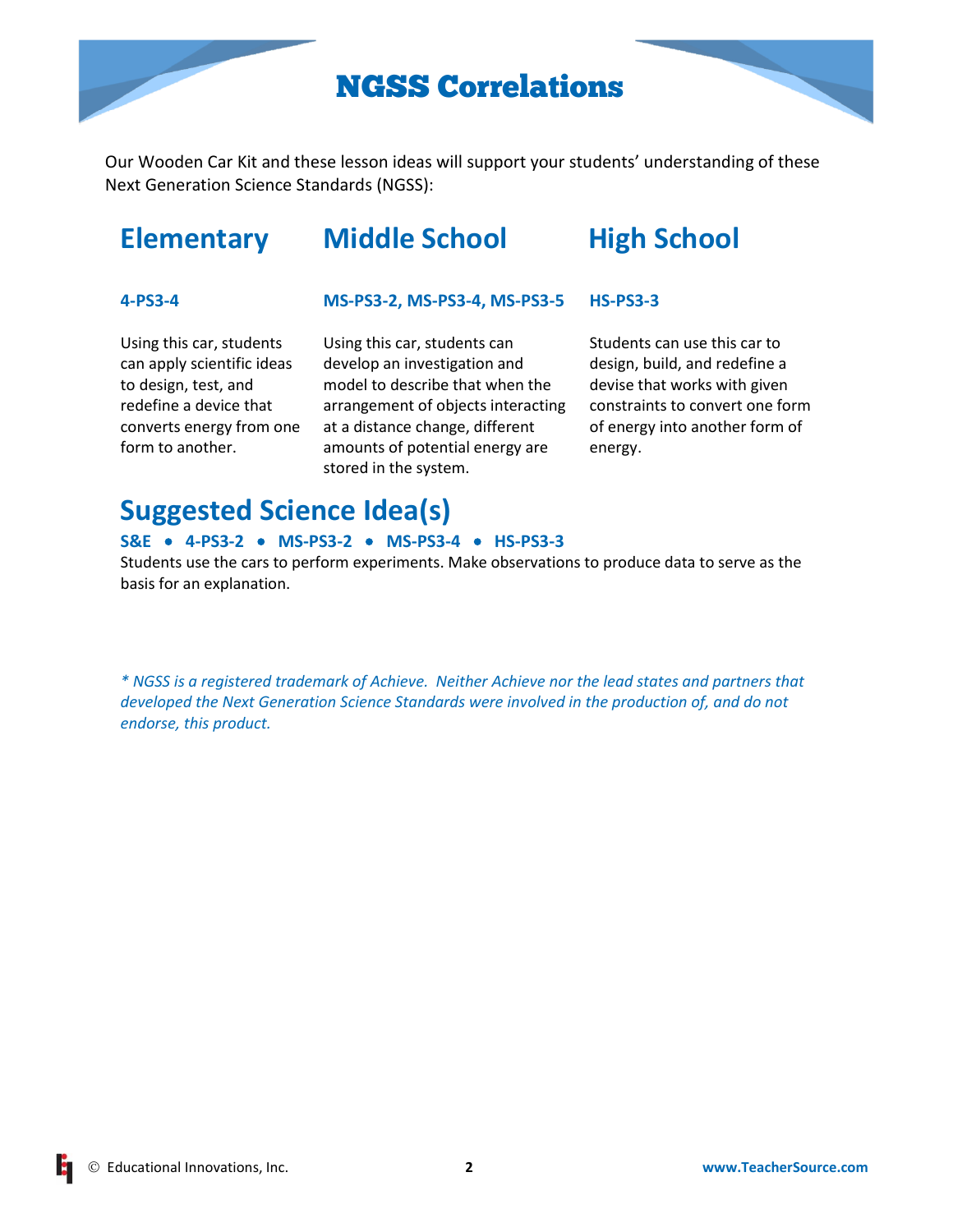# NGSS Correlations

Our Wooden Car Kit and these lesson ideas will support your students' understanding of these Next Generation Science Standards (NGSS):

## Elementary

**4-PS3-4**

Using this car, students can apply scientific ideas to design, test, and redefine a device that converts energy from one form to another.

## Middle School

**MS-PS3-2, MS-PS3-4, MS-PS3-5**

Using this car, students can develop an investigation and model to describe that when the arrangement of objects interacting at a distance change, different amounts of potential energy are stored in the system.

## High School

**HS-PS3-3**

Students can use this car to design, build, and redefine a devise that works with given constraints to convert one form of energy into another form of energy.

## Suggested Science Idea(s)

**S&E • 4-PS3-2 • MS-PS3-2 • MS-PS3-4 • HS-PS3-3**

Students use the cars to perform experiments. Make observations to produce data to serve as the basis for an explanation.

*\* NGSS is a registered trademark of Achieve. Neither Achieve nor the lead states and partners that developed the Next Generation Science Standards were involved in the production of, and do not endorse, this product.*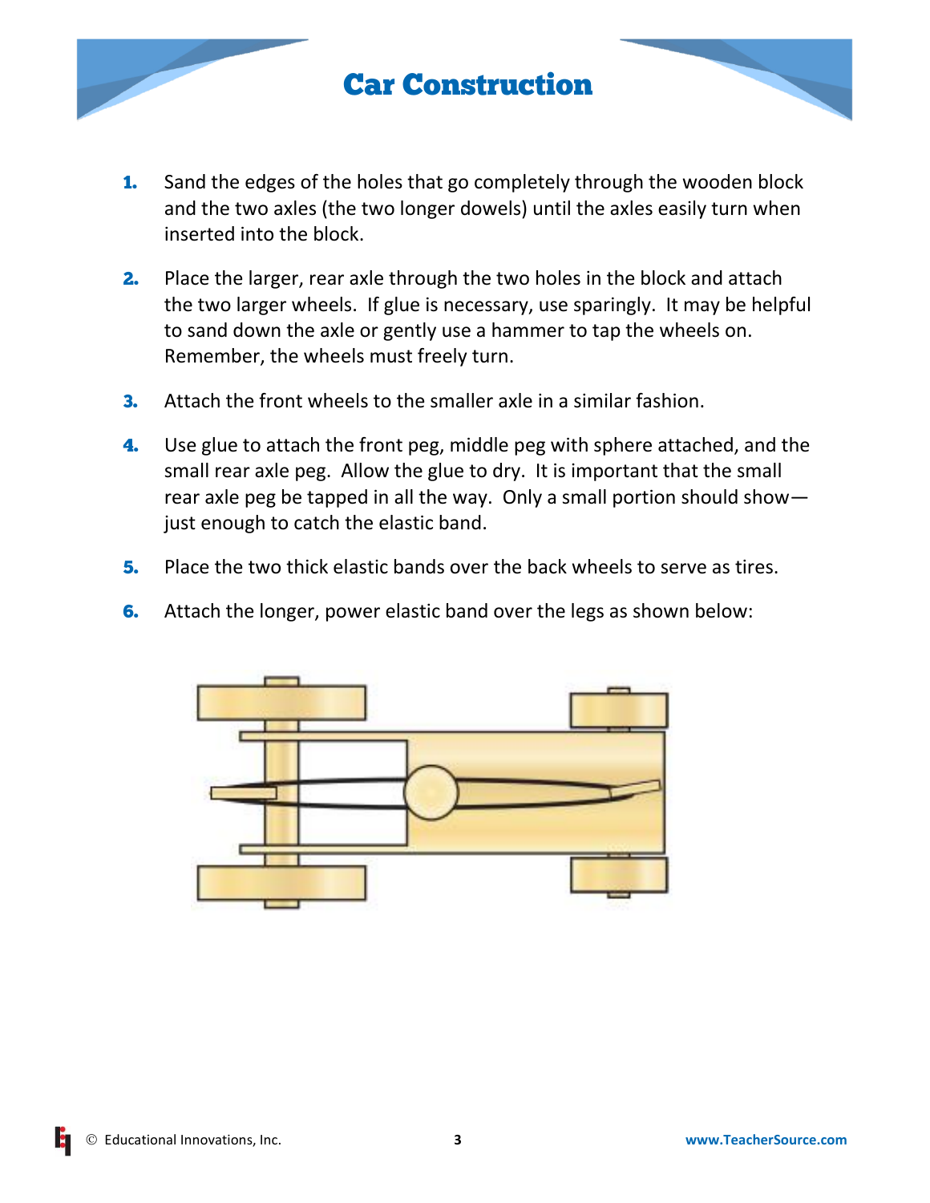# Car Construction

1. Sand the edges of the holes that go completely through the wooden block and the two axles (the two longer dowels) until the axles easily turn when inserted into the block.

2. Place the larger, rear axle through the two holes in the block and attach the two larger wheels. If glue is necessary, use sparingly. It may be helpful to sand down the axle or gently use a hammer to tap the wheels on. Remember, the wheels must freely turn.

3. Attach the front wheels to the smaller axle in a similar fashion.

4. Use glue to attach the front peg, middle peg with sphere attached, and the small rear axle peg. Allow the glue to dry. It is important that the small rear axle peg be tapped in all the way. Only a small portion should show—just enough to catch the elastic band.

5. Place the two thick elastic bands over the back wheels to serve as tires.

6. Attach the longer, power elastic band over the legs as shown below: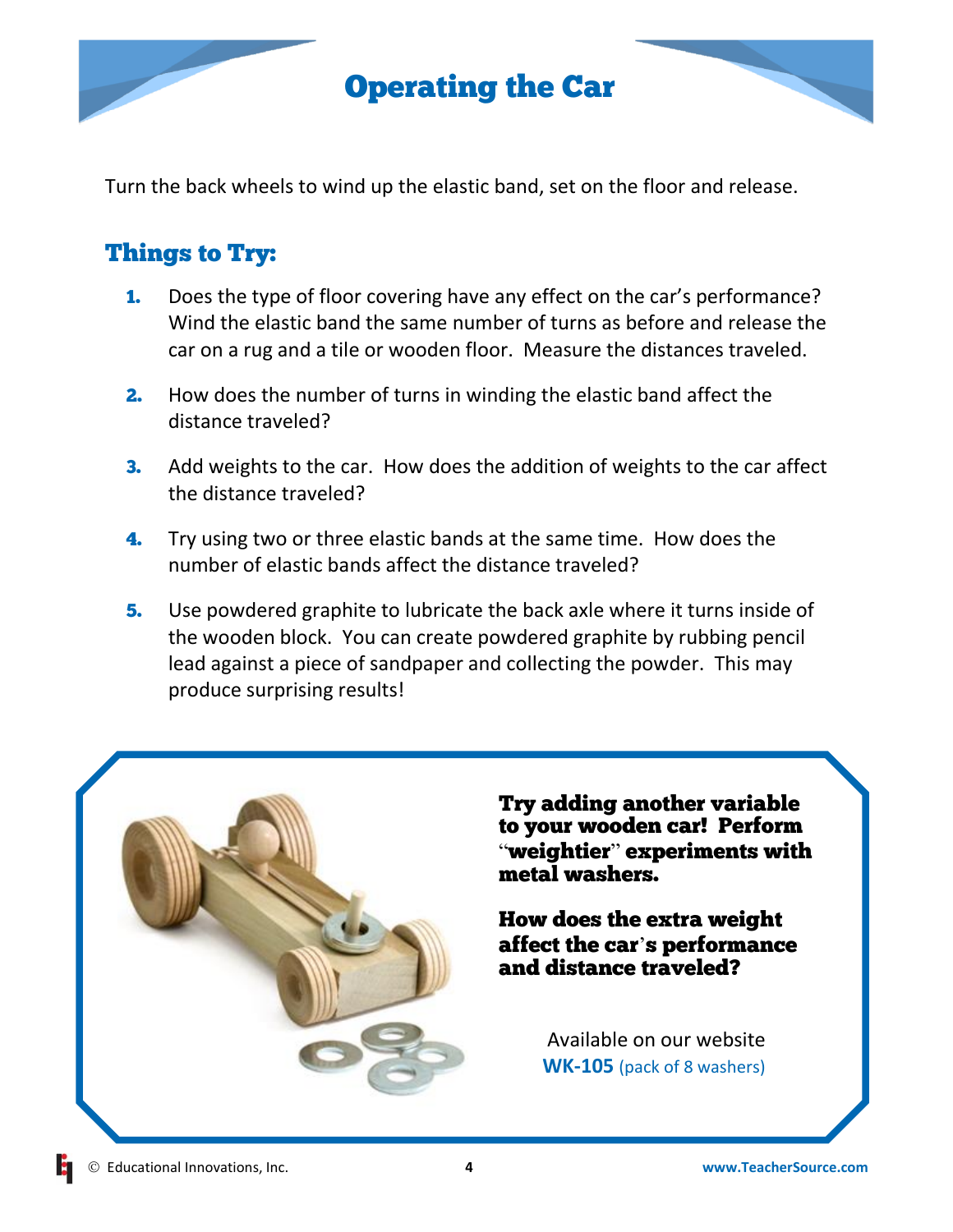# Operating the Car

Turn the back wheels to wind up the elastic band, set on the floor and release.

## Things to Try:

1. Does the type of floor covering have any effect on the car's performance? Wind the elastic band the same number of turns as before and release the car on a rug and a tile or wooden floor. Measure the distances traveled.

2. How does the number of turns in winding the elastic band affect the distance traveled?

3. Add weights to the car. How does the addition of weights to the car affect the distance traveled?

4. Try using two or three elastic bands at the same time. How does the number of elastic bands affect the distance traveled?

5. Use powdered graphite to lubricate the back axle where it turns inside of the wooden block. You can create powdered graphite by rubbing pencil lead against a piece of sandpaper and collecting the powder. This may produce surprising results!

**Try adding another variable to your wooden car! Perform "weightier" experiments with metal washers.**

**How does the extra weight affect the car's performance and distance traveled?**

Available on our website
**WK-105** (pack of 8 washers)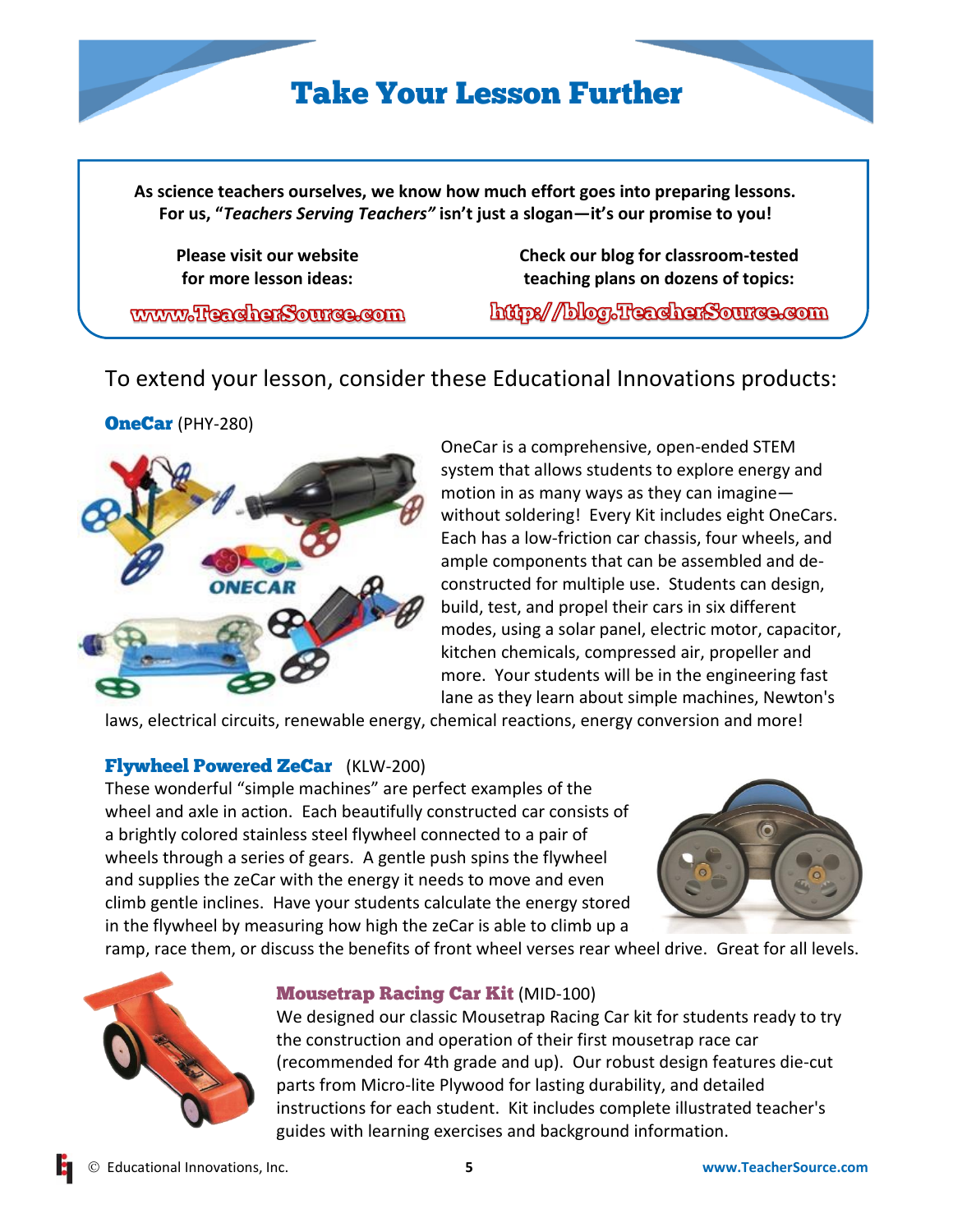# Take Your Lesson Further

**As science teachers ourselves, we know how much effort goes into preparing lessons. For us, "*Teachers Serving Teachers"* isn't just a slogan—it's our promise to you!**

**Please visit our website for more lesson ideas:**

www.TeacherSource.com

**Check our blog for classroom-tested teaching plans on dozens of topics:**

http://blog.TeacherSource.com

To extend your lesson, consider these Educational Innovations products:

**OneCar** (PHY-280)

OneCar is a comprehensive, open-ended STEM system that allows students to explore energy and motion in as many ways as they can imagine—without soldering! Every Kit includes eight OneCars. Each has a low-friction car chassis, four wheels, and ample components that can be assembled and de-constructed for multiple use. Students can design, build, test, and propel their cars in six different modes, using a solar panel, electric motor, capacitor, kitchen chemicals, compressed air, propeller and more. Your students will be in the engineering fast lane as they learn about simple machines, Newton's laws, electrical circuits, renewable energy, chemical reactions, energy conversion and more!

**Flywheel Powered ZeCar** (KLW-200)

These wonderful "simple machines" are perfect examples of the wheel and axle in action. Each beautifully constructed car consists of a brightly colored stainless steel flywheel connected to a pair of wheels through a series of gears. A gentle push spins the flywheel and supplies the zeCar with the energy it needs to move and even climb gentle inclines. Have your students calculate the energy stored in the flywheel by measuring how high the zeCar is able to climb up a ramp, race them, or discuss the benefits of front wheel verses rear wheel drive. Great for all levels.

**Mousetrap Racing Car Kit** (MID-100)

We designed our classic Mousetrap Racing Car kit for students ready to try the construction and operation of their first mousetrap race car (recommended for 4th grade and up). Our robust design features die-cut parts from Micro-lite Plywood for lasting durability, and detailed instructions for each student. Kit includes complete illustrated teacher's guides with learning exercises and background information.